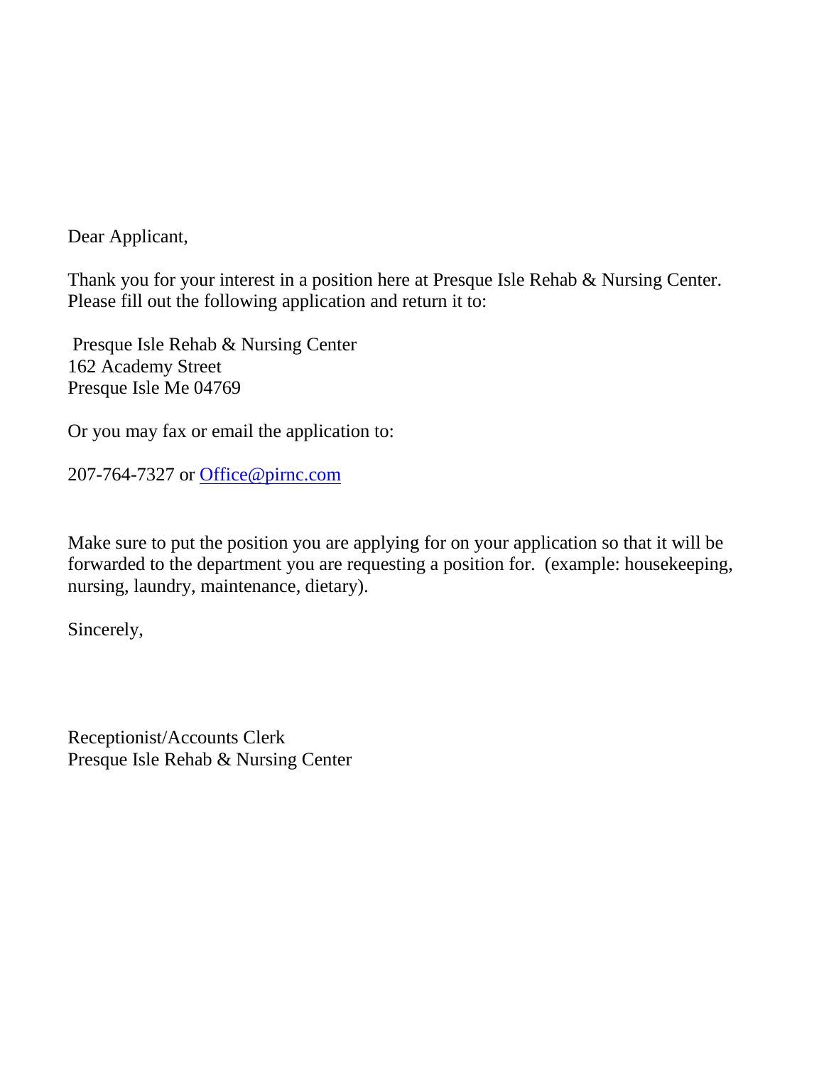Dear Applicant,

Thank you for your interest in a position here at Presque Isle Rehab & Nursing Center. Please fill out the following application and return it to:

Presque Isle Rehab & Nursing Center
162 Academy Street
Presque Isle Me 04769

Or you may fax or email the application to:

207-764-7327 or Office@pirnc.com

Make sure to put the position you are applying for on your application so that it will be forwarded to the department you are requesting a position for. (example: housekeeping, nursing, laundry, maintenance, dietary).

Sincerely,

Receptionist/Accounts Clerk
Presque Isle Rehab & Nursing Center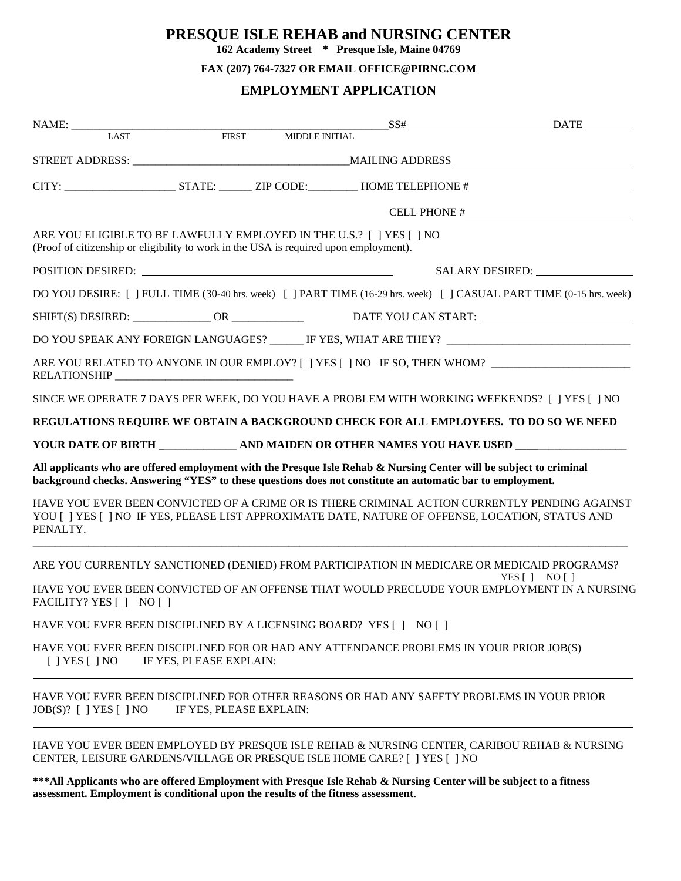# PRESQUE ISLE REHAB and NURSING CENTER

**162 Academy Street * Presque Isle, Maine 04769**

**FAX (207) 764-7327 OR EMAIL OFFICE@PIRNC.COM**

## EMPLOYMENT APPLICATION

NAME: ______________________________________________ SS# ____________________ DATE ________
LAST FIRST MIDDLE INITIAL

STREET ADDRESS: ______________________________ MAILING ADDRESS ______________________________

CITY: ___________________ STATE: ______ ZIP CODE: _________ HOME TELEPHONE # ______________________

CELL PHONE # ______________________

ARE YOU ELIGIBLE TO BE LAWFULLY EMPLOYED IN THE U.S.? [ ] YES [ ] NO
(Proof of citizenship or eligibility to work in the USA is required upon employment).

POSITION DESIRED: ________________________________ SALARY DESIRED: ______________

DO YOU DESIRE: [ ] FULL TIME (30-40 hrs. week) [ ] PART TIME (16-29 hrs. week) [ ] CASUAL PART TIME (0-15 hrs. week)

SHIFT(S) DESIRED: ______________ OR _____________ DATE YOU CAN START: ____________________

DO YOU SPEAK ANY FOREIGN LANGUAGES? ______ IF YES, WHAT ARE THEY? ________________________________

ARE YOU RELATED TO ANYONE IN OUR EMPLOY? [ ] YES [ ] NO IF SO, THEN WHOM? ________________________
RELATIONSHIP ________________________________

SINCE WE OPERATE **7** DAYS PER WEEK, DO YOU HAVE A PROBLEM WITH WORKING WEEKENDS? [ ] YES [ ] NO

**REGULATIONS REQUIRE WE OBTAIN A BACKGROUND CHECK FOR ALL EMPLOYEES. TO DO SO WE NEED**

**YOUR DATE OF BIRTH ______________ AND MAIDEN OR OTHER NAMES YOU HAVE USED _____________________**

**All applicants who are offered employment with the Presque Isle Rehab & Nursing Center will be subject to criminal background checks. Answering "YES" to these questions does not constitute an automatic bar to employment.**

HAVE YOU EVER BEEN CONVICTED OF A CRIME OR IS THERE CRIMINAL ACTION CURRENTLY PENDING AGAINST YOU [ ] YES [ ] NO IF YES, PLEASE LIST APPROXIMATE DATE, NATURE OF OFFENSE, LOCATION, STATUS AND PENALTY.

______________________________________________________________________________________________

ARE YOU CURRENTLY SANCTIONED (DENIED) FROM PARTICIPATION IN MEDICARE OR MEDICAID PROGRAMS?
YES [ ] NO [ ]

HAVE YOU EVER BEEN CONVICTED OF AN OFFENSE THAT WOULD PRECLUDE YOUR EMPLOYMENT IN A NURSING FACILITY? YES [ ] NO [ ]

HAVE YOU EVER BEEN DISCIPLINED BY A LICENSING BOARD? YES [ ] NO [ ]

HAVE YOU EVER BEEN DISCIPLINED FOR OR HAD ANY ATTENDANCE PROBLEMS IN YOUR PRIOR JOB(S)
[ ] YES [ ] NO IF YES, PLEASE EXPLAIN:

______________________________________________________________________________________________

HAVE YOU EVER BEEN DISCIPLINED FOR OTHER REASONS OR HAD ANY SAFETY PROBLEMS IN YOUR PRIOR JOB(S)? [ ] YES [ ] NO IF YES, PLEASE EXPLAIN:

______________________________________________________________________________________________

HAVE YOU EVER BEEN EMPLOYED BY PRESQUE ISLE REHAB & NURSING CENTER, CARIBOU REHAB & NURSING CENTER, LEISURE GARDENS/VILLAGE OR PRESQUE ISLE HOME CARE? [ ] YES [ ] NO

**\*\*\*All Applicants who are offered Employment with Presque Isle Rehab & Nursing Center will be subject to a fitness assessment. Employment is conditional upon the results of the fitness assessment**.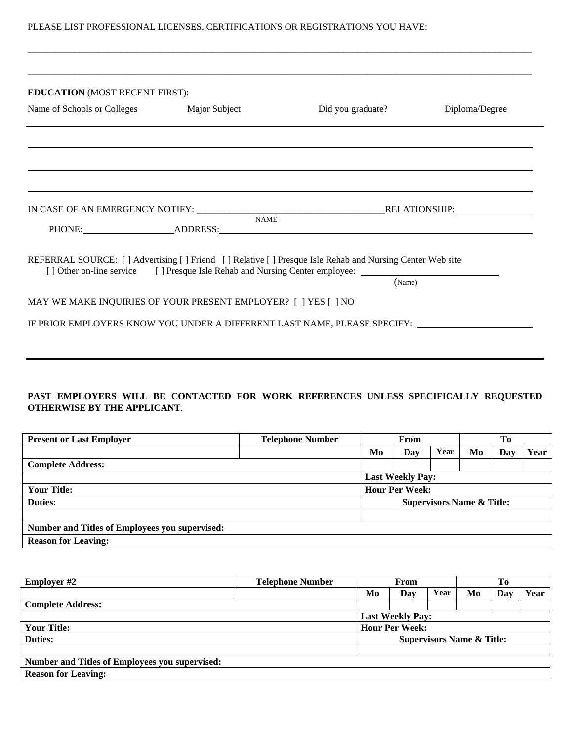PLEASE LIST PROFESSIONAL LICENSES, CERTIFICATIONS OR REGISTRATIONS YOU HAVE:

\_\_\_\_\_\_\_\_\_\_\_\_\_\_\_\_\_\_\_\_\_\_\_\_\_\_\_\_\_\_\_\_\_\_\_\_\_\_\_\_\_\_\_\_\_\_\_\_\_\_\_\_\_\_\_\_\_\_\_\_\_\_\_\_\_\_\_\_\_\_\_\_\_\_\_\_\_\_

\_\_\_\_\_\_\_\_\_\_\_\_\_\_\_\_\_\_\_\_\_\_\_\_\_\_\_\_\_\_\_\_\_\_\_\_\_\_\_\_\_\_\_\_\_\_\_\_\_\_\_\_\_\_\_\_\_\_\_\_\_\_\_\_\_\_\_\_\_\_\_\_\_\_\_\_\_\_

**EDUCATION** (MOST RECENT FIRST):

| Name of Schools or Colleges | Major Subject | Did you graduate? | Diploma/Degree |
|---|---|---|---|
| | | | |
| | | | |
| | | | |
| | | | |

IN CASE OF AN EMERGENCY NOTIFY: \_\_\_\_\_\_\_\_\_\_\_\_\_\_\_\_\_\_\_\_\_\_\_\_\_\_\_\_\_\_ RELATIONSHIP: \_\_\_\_\_\_\_\_\_\_\_\_
NAME

PHONE: \_\_\_\_\_\_\_\_\_\_\_\_\_\_\_ ADDRESS: \_\_\_\_\_\_\_\_\_\_\_\_\_\_\_\_\_\_\_\_\_\_\_\_\_\_\_\_\_\_\_\_\_\_\_\_\_\_\_\_\_\_\_\_\_\_

REFERRAL SOURCE: [ ] Advertising [ ] Friend [ ] Relative [ ] Presque Isle Rehab and Nursing Center Web site
[ ] Other on-line service [ ] Presque Isle Rehab and Nursing Center employee: \_\_\_\_\_\_\_\_\_\_\_\_\_\_\_\_\_\_\_\_\_\_
(Name)

MAY WE MAKE INQUIRIES OF YOUR PRESENT EMPLOYER? [ ] YES [ ] NO

IF PRIOR EMPLOYERS KNOW YOU UNDER A DIFFERENT LAST NAME, PLEASE SPECIFY: \_\_\_\_\_\_\_\_\_\_\_\_\_\_\_\_\_\_\_\_

---

**PAST EMPLOYERS WILL BE CONTACTED FOR WORK REFERENCES UNLESS SPECIFICALLY REQUESTED OTHERWISE BY THE APPLICANT**.

| Present or Last Employer | Telephone Number | From | | | To | | |
|---|---|---|---|---|---|---|---|
| | | Mo | Day | Year | Mo | Day | Year |
| Complete Address: | | | | | | | |
| | | Last Weekly Pay: | | | | | |
| Your Title: | | Hour Per Week: | | | | | |
| Duties: | | Supervisors Name & Title: | | | | | |
| | | | | | | | |
| Number and Titles of Employees you supervised: | | | | | | | |
| Reason for Leaving: | | | | | | | |

| Employer #2 | Telephone Number | From | | | To | | |
|---|---|---|---|---|---|---|---|
| | | Mo | Day | Year | Mo | Day | Year |
| Complete Address: | | | | | | | |
| | | Last Weekly Pay: | | | | | |
| Your Title: | | Hour Per Week: | | | | | |
| Duties: | | Supervisors Name & Title: | | | | | |
| | | | | | | | |
| Number and Titles of Employees you supervised: | | | | | | | |
| Reason for Leaving: | | | | | | | |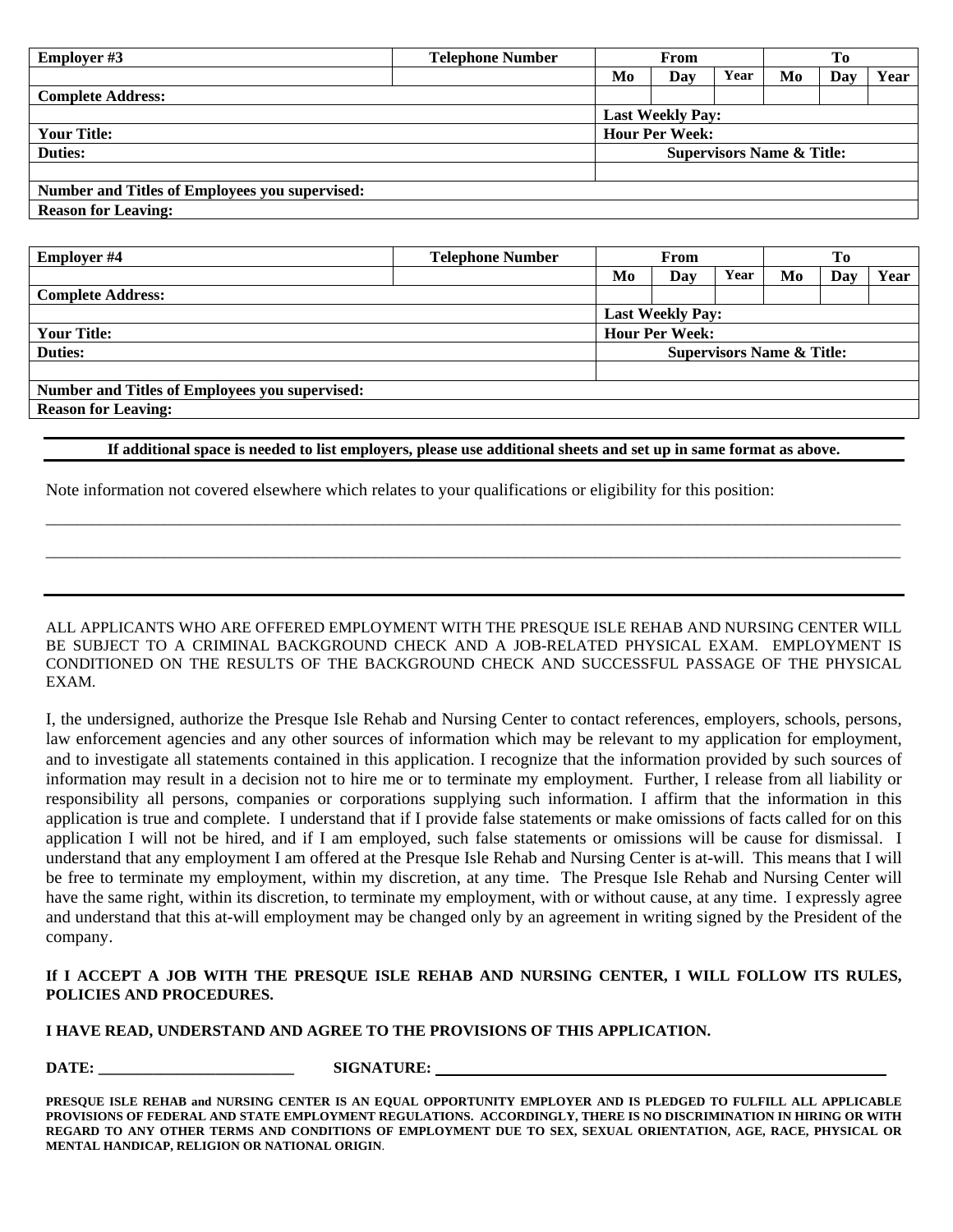| Employer #3 | Telephone Number | From | | | To | | |
|---|---|---|---|---|---|---|---|
| | | Mo | Day | Year | Mo | Day | Year |
| **Complete Address:** | | | | | | | |
| | | **Last Weekly Pay:** | | | | | |
| **Your Title:** | | **Hour Per Week:** | | | | | |
| **Duties:** | | **Supervisors Name & Title:** | | | | | |
| | | | | | | | |
| **Number and Titles of Employees you supervised:** | | | | | | | |
| **Reason for Leaving:** | | | | | | | |

| Employer #4 | Telephone Number | From | | | To | | |
|---|---|---|---|---|---|---|---|
| | | Mo | Day | Year | Mo | Day | Year |
| **Complete Address:** | | | | | | | |
| | | **Last Weekly Pay:** | | | | | |
| **Your Title:** | | **Hour Per Week:** | | | | | |
| **Duties:** | | **Supervisors Name & Title:** | | | | | |
| | | | | | | | |
| **Number and Titles of Employees you supervised:** | | | | | | | |
| **Reason for Leaving:** | | | | | | | |

**If additional space is needed to list employers, please use additional sheets and set up in same format as above.**

Note information not covered elsewhere which relates to your qualifications or eligibility for this position:

_______________________________________________________________________________________________

_______________________________________________________________________________________________

ALL APPLICANTS WHO ARE OFFERED EMPLOYMENT WITH THE PRESQUE ISLE REHAB AND NURSING CENTER WILL BE SUBJECT TO A CRIMINAL BACKGROUND CHECK AND A JOB-RELATED PHYSICAL EXAM. EMPLOYMENT IS CONDITIONED ON THE RESULTS OF THE BACKGROUND CHECK AND SUCCESSFUL PASSAGE OF THE PHYSICAL EXAM.

I, the undersigned, authorize the Presque Isle Rehab and Nursing Center to contact references, employers, schools, persons, law enforcement agencies and any other sources of information which may be relevant to my application for employment, and to investigate all statements contained in this application. I recognize that the information provided by such sources of information may result in a decision not to hire me or to terminate my employment. Further, I release from all liability or responsibility all persons, companies or corporations supplying such information. I affirm that the information in this application is true and complete. I understand that if I provide false statements or make omissions of facts called for on this application I will not be hired, and if I am employed, such false statements or omissions will be cause for dismissal. I understand that any employment I am offered at the Presque Isle Rehab and Nursing Center is at-will. This means that I will be free to terminate my employment, within my discretion, at any time. The Presque Isle Rehab and Nursing Center will have the same right, within its discretion, to terminate my employment, with or without cause, at any time. I expressly agree and understand that this at-will employment may be changed only by an agreement in writing signed by the President of the company.

**If I ACCEPT A JOB WITH THE PRESQUE ISLE REHAB AND NURSING CENTER, I WILL FOLLOW ITS RULES, POLICIES AND PROCEDURES.**

**I HAVE READ, UNDERSTAND AND AGREE TO THE PROVISIONS OF THIS APPLICATION.**

**DATE:** _________________________ **SIGNATURE:** _________________________________________________

**PRESQUE ISLE REHAB and NURSING CENTER IS AN EQUAL OPPORTUNITY EMPLOYER AND IS PLEDGED TO FULFILL ALL APPLICABLE PROVISIONS OF FEDERAL AND STATE EMPLOYMENT REGULATIONS. ACCORDINGLY, THERE IS NO DISCRIMINATION IN HIRING OR WITH REGARD TO ANY OTHER TERMS AND CONDITIONS OF EMPLOYMENT DUE TO SEX, SEXUAL ORIENTATION, AGE, RACE, PHYSICAL OR MENTAL HANDICAP, RELIGION OR NATIONAL ORIGIN**.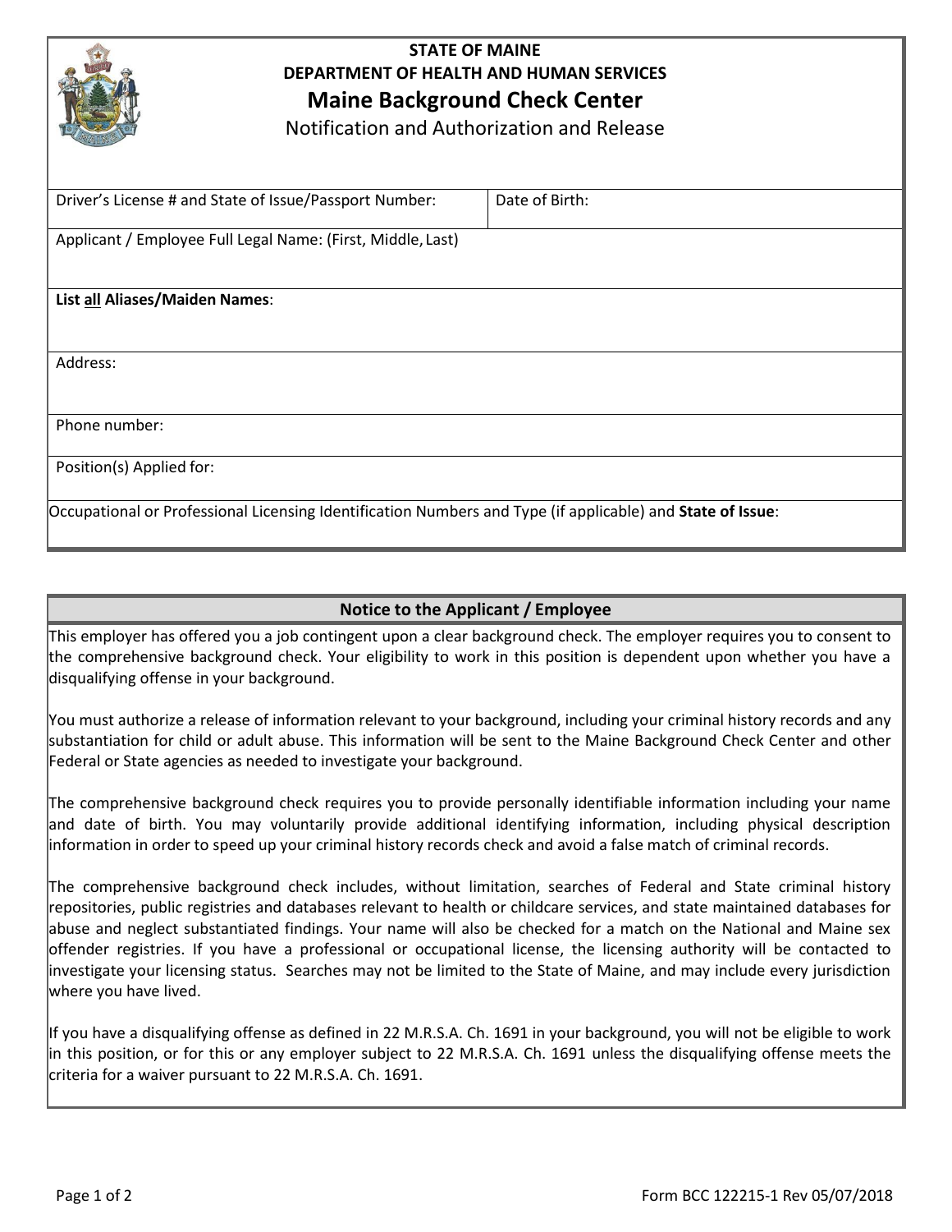# STATE OF MAINE
## DEPARTMENT OF HEALTH AND HUMAN SERVICES
## Maine Background Check Center
Notification and Authorization and Release

| Driver's License # and State of Issue/Passport Number: | Date of Birth: |
|---|---|
| Applicant / Employee Full Legal Name: (First, Middle, Last) | |
| **List all Aliases/Maiden Names**: | |
| Address: | |
| Phone number: | |
| Position(s) Applied for: | |
| Occupational or Professional Licensing Identification Numbers and Type (if applicable) and **State of Issue**: | |

### Notice to the Applicant / Employee

This employer has offered you a job contingent upon a clear background check. The employer requires you to consent to the comprehensive background check. Your eligibility to work in this position is dependent upon whether you have a disqualifying offense in your background.

You must authorize a release of information relevant to your background, including your criminal history records and any substantiation for child or adult abuse. This information will be sent to the Maine Background Check Center and other Federal or State agencies as needed to investigate your background.

The comprehensive background check requires you to provide personally identifiable information including your name and date of birth. You may voluntarily provide additional identifying information, including physical description information in order to speed up your criminal history records check and avoid a false match of criminal records.

The comprehensive background check includes, without limitation, searches of Federal and State criminal history repositories, public registries and databases relevant to health or childcare services, and state maintained databases for abuse and neglect substantiated findings. Your name will also be checked for a match on the National and Maine sex offender registries. If you have a professional or occupational license, the licensing authority will be contacted to investigate your licensing status. Searches may not be limited to the State of Maine, and may include every jurisdiction where you have lived.

If you have a disqualifying offense as defined in 22 M.R.S.A. Ch. 1691 in your background, you will not be eligible to work in this position, or for this or any employer subject to 22 M.R.S.A. Ch. 1691 unless the disqualifying offense meets the criteria for a waiver pursuant to 22 M.R.S.A. Ch. 1691.

Form BCC 122215-1 Rev 05/07/2018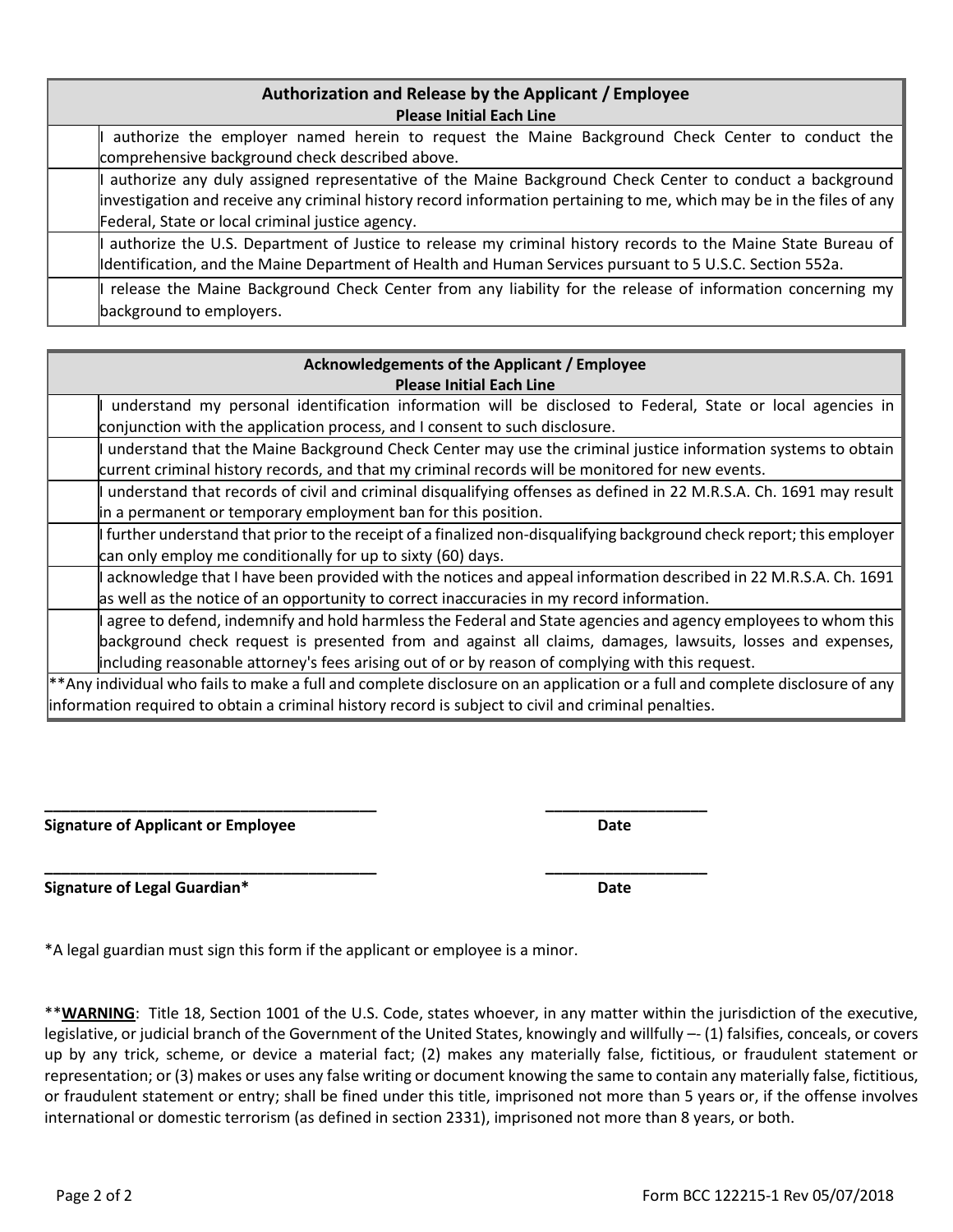| Authorization and Release by the Applicant / Employee<br>Please Initial Each Line | |
|---|---|
| | I authorize the employer named herein to request the Maine Background Check Center to conduct the comprehensive background check described above. |
| | I authorize any duly assigned representative of the Maine Background Check Center to conduct a background investigation and receive any criminal history record information pertaining to me, which may be in the files of any Federal, State or local criminal justice agency. |
| | I authorize the U.S. Department of Justice to release my criminal history records to the Maine State Bureau of Identification, and the Maine Department of Health and Human Services pursuant to 5 U.S.C. Section 552a. |
| | I release the Maine Background Check Center from any liability for the release of information concerning my background to employers. |

| Acknowledgements of the Applicant / Employee<br>Please Initial Each Line | |
|---|---|
| | I understand my personal identification information will be disclosed to Federal, State or local agencies in conjunction with the application process, and I consent to such disclosure. |
| | I understand that the Maine Background Check Center may use the criminal justice information systems to obtain current criminal history records, and that my criminal records will be monitored for new events. |
| | I understand that records of civil and criminal disqualifying offenses as defined in 22 M.R.S.A. Ch. 1691 may result in a permanent or temporary employment ban for this position. |
| | I further understand that prior to the receipt of a finalized non-disqualifying background check report; this employer can only employ me conditionally for up to sixty (60) days. |
| | I acknowledge that I have been provided with the notices and appeal information described in 22 M.R.S.A. Ch. 1691 as well as the notice of an opportunity to correct inaccuracies in my record information. |
| | I agree to defend, indemnify and hold harmless the Federal and State agencies and agency employees to whom this background check request is presented from and against all claims, damages, lawsuits, losses and expenses, including reasonable attorney's fees arising out of or by reason of complying with this request. |
| **Any individual who fails to make a full and complete disclosure on an application or a full and complete disclosure of any information required to obtain a criminal history record is subject to civil and criminal penalties. | |

\_\_\_\_\_\_\_\_\_\_\_\_\_\_\_\_\_\_\_\_\_\_\_\_\_\_\_\_\_\_\_\_\_\_\_\_\_\_ \_\_\_\_\_\_\_\_\_\_\_\_\_\_\_\_\_\_\_\_

**Signature of Applicant or Employee** **Date**

\_\_\_\_\_\_\_\_\_\_\_\_\_\_\_\_\_\_\_\_\_\_\_\_\_\_\_\_\_\_\_\_\_\_\_\_\_\_ \_\_\_\_\_\_\_\_\_\_\_\_\_\_\_\_\_\_\_\_

**Signature of Legal Guardian*** **Date**

*A legal guardian must sign this form if the applicant or employee is a minor.

****<u>WARNING</u>**: Title 18, Section 1001 of the U.S. Code, states whoever, in any matter within the jurisdiction of the executive, legislative, or judicial branch of the Government of the United States, knowingly and willfully –- (1) falsifies, conceals, or covers up by any trick, scheme, or device a material fact; (2) makes any materially false, fictitious, or fraudulent statement or representation; or (3) makes or uses any false writing or document knowing the same to contain any materially false, fictitious, or fraudulent statement or entry; shall be fined under this title, imprisoned not more than 5 years or, if the offense involves international or domestic terrorism (as defined in section 2331), imprisoned not more than 8 years, or both.

Form BCC 122215-1 Rev 05/07/2018